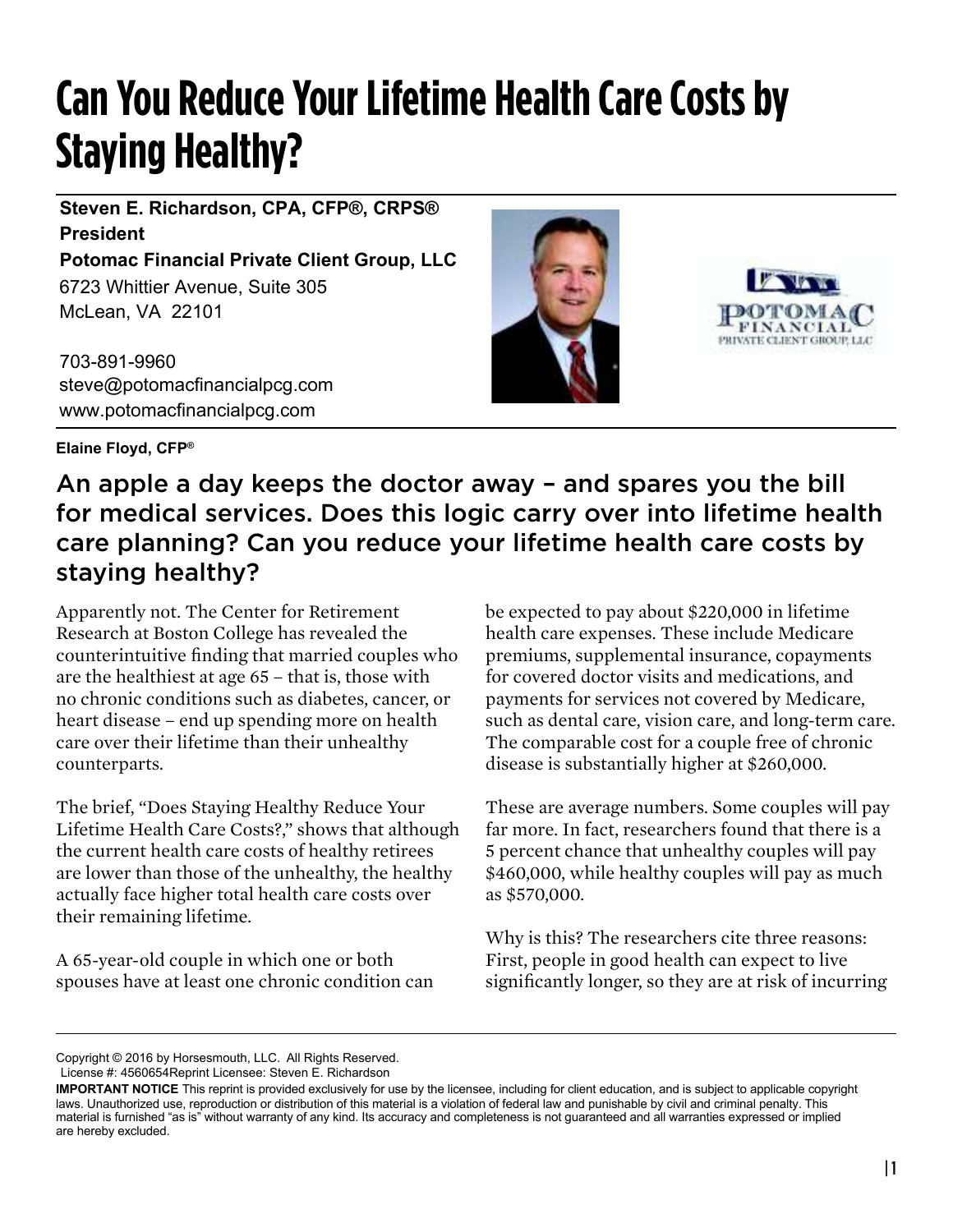# Can You Reduce Your Lifetime Health Care Costs by Staying Healthy?

**Steven E. Richardson, CPA, CFP®, CRPS®**
**President**
**Potomac Financial Private Client Group, LLC**
6723 Whittier Avenue, Suite 305
McLean, VA 22101

703-891-9960
steve@potomacfinancialpcg.com
www.potomacfinancialpcg.com

**Elaine Floyd, CFP®**

## An apple a day keeps the doctor away – and spares you the bill for medical services. Does this logic carry over into lifetime health care planning? Can you reduce your lifetime health care costs by staying healthy?

Apparently not. The Center for Retirement Research at Boston College has revealed the counterintuitive finding that married couples who are the healthiest at age 65 – that is, those with no chronic conditions such as diabetes, cancer, or heart disease – end up spending more on health care over their lifetime than their unhealthy counterparts.

The brief, "Does Staying Healthy Reduce Your Lifetime Health Care Costs?," shows that although the current health care costs of healthy retirees are lower than those of the unhealthy, the healthy actually face higher total health care costs over their remaining lifetime.

A 65-year-old couple in which one or both spouses have at least one chronic condition can be expected to pay about $220,000 in lifetime health care expenses. These include Medicare premiums, supplemental insurance, copayments for covered doctor visits and medications, and payments for services not covered by Medicare, such as dental care, vision care, and long-term care. The comparable cost for a couple free of chronic disease is substantially higher at $260,000.

These are average numbers. Some couples will pay far more. In fact, researchers found that there is a 5 percent chance that unhealthy couples will pay $460,000, while healthy couples will pay as much as $570,000.

Why is this? The researchers cite three reasons: First, people in good health can expect to live significantly longer, so they are at risk of incurring

Copyright © 2016 by Horsesmouth, LLC. All Rights Reserved.
License #: 4560654Reprint Licensee: Steven E. Richardson

**IMPORTANT NOTICE** This reprint is provided exclusively for use by the licensee, including for client education, and is subject to applicable copyright laws. Unauthorized use, reproduction or distribution of this material is a violation of federal law and punishable by civil and criminal penalty. This material is furnished "as is" without warranty of any kind. Its accuracy and completeness is not guaranteed and all warranties expressed or implied are hereby excluded.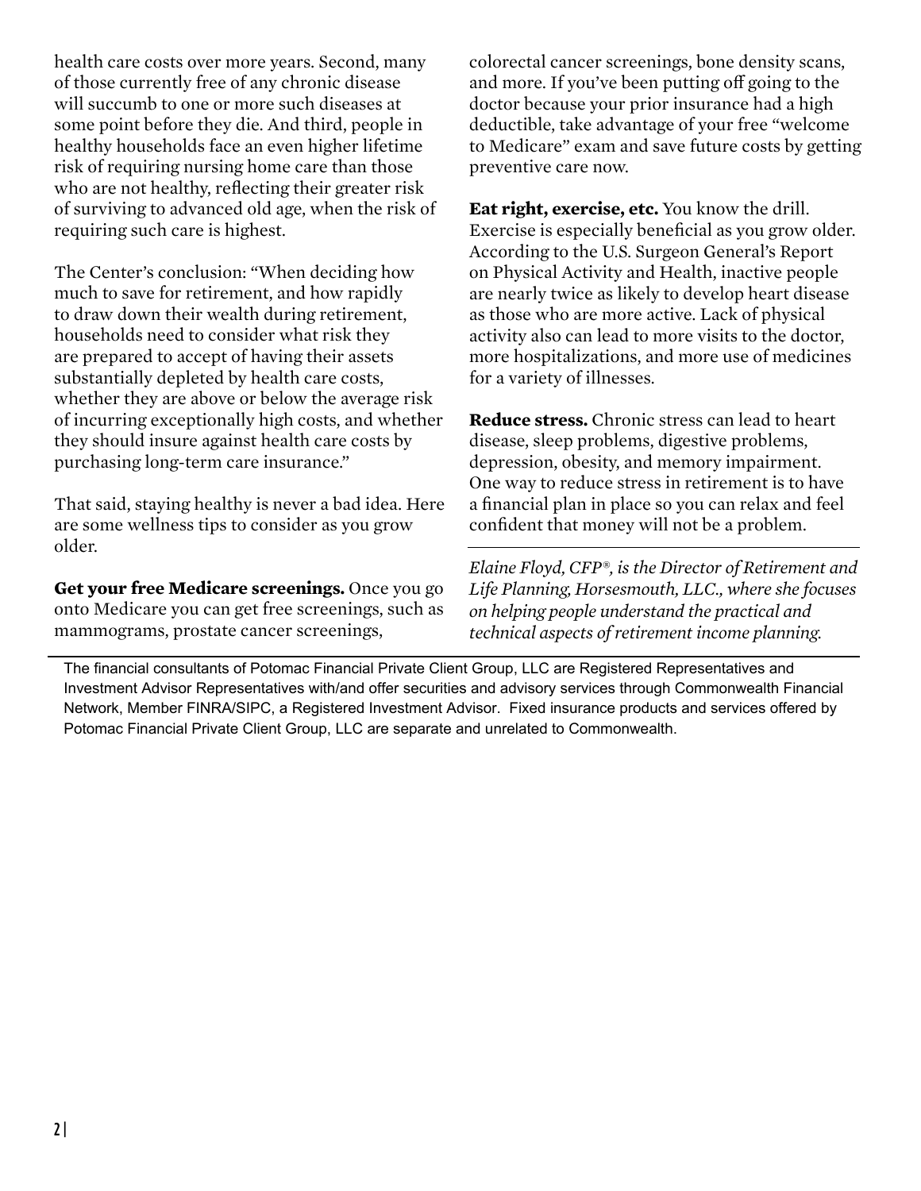health care costs over more years. Second, many of those currently free of any chronic disease will succumb to one or more such diseases at some point before they die. And third, people in healthy households face an even higher lifetime risk of requiring nursing home care than those who are not healthy, reflecting their greater risk of surviving to advanced old age, when the risk of requiring such care is highest.

The Center's conclusion: "When deciding how much to save for retirement, and how rapidly to draw down their wealth during retirement, households need to consider what risk they are prepared to accept of having their assets substantially depleted by health care costs, whether they are above or below the average risk of incurring exceptionally high costs, and whether they should insure against health care costs by purchasing long-term care insurance."

That said, staying healthy is never a bad idea. Here are some wellness tips to consider as you grow older.

**Get your free Medicare screenings.** Once you go onto Medicare you can get free screenings, such as mammograms, prostate cancer screenings, colorectal cancer screenings, bone density scans, and more. If you've been putting off going to the doctor because your prior insurance had a high deductible, take advantage of your free "welcome to Medicare" exam and save future costs by getting preventive care now.

**Eat right, exercise, etc.** You know the drill. Exercise is especially beneficial as you grow older. According to the U.S. Surgeon General's Report on Physical Activity and Health, inactive people are nearly twice as likely to develop heart disease as those who are more active. Lack of physical activity also can lead to more visits to the doctor, more hospitalizations, and more use of medicines for a variety of illnesses.

**Reduce stress.** Chronic stress can lead to heart disease, sleep problems, digestive problems, depression, obesity, and memory impairment. One way to reduce stress in retirement is to have a financial plan in place so you can relax and feel confident that money will not be a problem.

---

*Elaine Floyd, CFP®, is the Director of Retirement and Life Planning, Horsesmouth, LLC., where she focuses on helping people understand the practical and technical aspects of retirement income planning.*

---

The financial consultants of Potomac Financial Private Client Group, LLC are Registered Representatives and Investment Advisor Representatives with/and offer securities and advisory services through Commonwealth Financial Network, Member FINRA/SIPC, a Registered Investment Advisor. Fixed insurance products and services offered by Potomac Financial Private Client Group, LLC are separate and unrelated to Commonwealth.